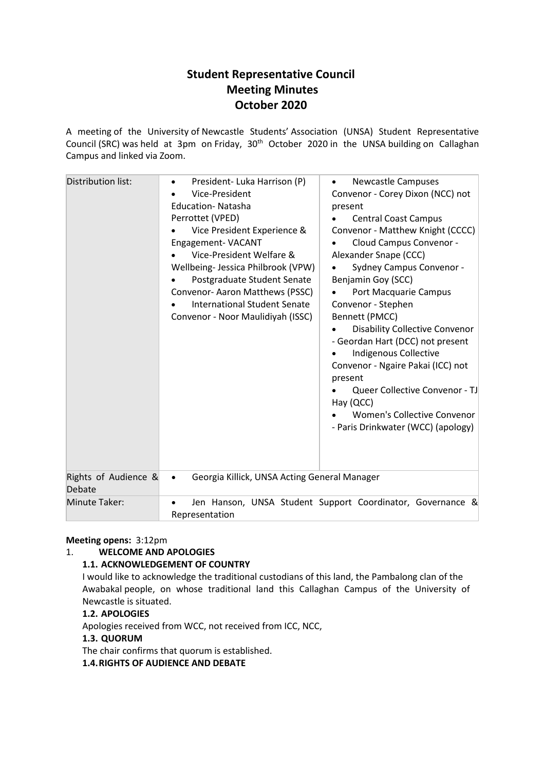# Student Representative Council Meeting Minutes October 2020

A meeting of the University of Newcastle Students' Association (UNSA) Student Representative Council (SRC) was held at 3pm on Friday, 30th October 2020 in the UNSA building on Callaghan Campus and linked via Zoom.

| Distribution list: | • President- Luka Harrison (P)<br>• Vice-President Education- Natasha Perrottet (VPED)<br>• Vice President Experience & Engagement- VACANT<br>• Vice-President Welfare & Wellbeing- Jessica Philbrook (VPW)<br>• Postgraduate Student Senate Convenor- Aaron Matthews (PSSC)<br>• International Student Senate Convenor - Noor Maulidiyah (ISSC) | • Newcastle Campuses Convenor - Corey Dixon (NCC) not present<br>• Central Coast Campus Convenor - Matthew Knight (CCCC)<br>• Cloud Campus Convenor - Alexander Snape (CCC)<br>• Sydney Campus Convenor - Benjamin Goy (SCC)<br>• Port Macquarie Campus Convenor - Stephen Bennett (PMCC)<br>• Disability Collective Convenor - Geordan Hart (DCC) not present<br>• Indigenous Collective Convenor - Ngaire Pakai (ICC) not present<br>• Queer Collective Convenor - TJ Hay (QCC)<br>• Women's Collective Convenor - Paris Drinkwater (WCC) (apology) |
|---|---|---|
| Rights of Audience & Debate | • Georgia Killick, UNSA Acting General Manager | |
| Minute Taker: | • Jen Hanson, UNSA Student Support Coordinator, Governance & Representation | |

**Meeting opens:** 3:12pm

1. **WELCOME AND APOLOGIES**

**1.1. ACKNOWLEDGEMENT OF COUNTRY**

I would like to acknowledge the traditional custodians of this land, the Pambalong clan of the Awabakal people, on whose traditional land this Callaghan Campus of the University of Newcastle is situated.

**1.2. APOLOGIES**

Apologies received from WCC, not received from ICC, NCC,

**1.3. QUORUM**

The chair confirms that quorum is established.

**1.4. RIGHTS OF AUDIENCE AND DEBATE**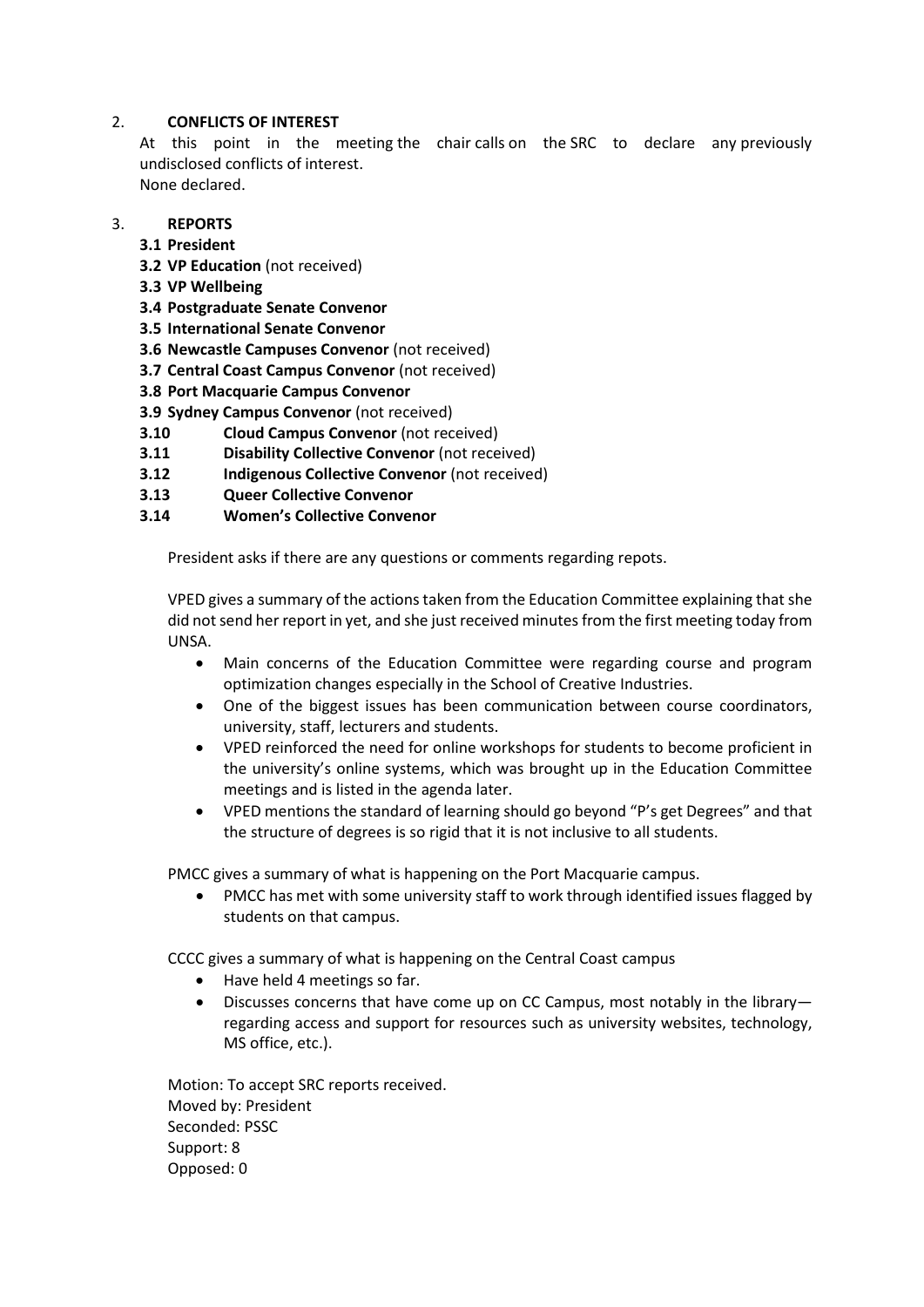## 2. CONFLICTS OF INTEREST

At this point in the meeting the chair calls on the SRC to declare any previously undisclosed conflicts of interest.
None declared.

## 3. REPORTS

**3.1 President**
**3.2 VP Education** (not received)
**3.3 VP Wellbeing**
**3.4 Postgraduate Senate Convenor**
**3.5 International Senate Convenor**
**3.6 Newcastle Campuses Convenor** (not received)
**3.7 Central Coast Campus Convenor** (not received)
**3.8 Port Macquarie Campus Convenor**
**3.9 Sydney Campus Convenor** (not received)
**3.10 Cloud Campus Convenor** (not received)
**3.11 Disability Collective Convenor** (not received)
**3.12 Indigenous Collective Convenor** (not received)
**3.13 Queer Collective Convenor**
**3.14 Women's Collective Convenor**

President asks if there are any questions or comments regarding repots.

VPED gives a summary of the actions taken from the Education Committee explaining that she did not send her report in yet, and she just received minutes from the first meeting today from UNSA.

- Main concerns of the Education Committee were regarding course and program optimization changes especially in the School of Creative Industries.
- One of the biggest issues has been communication between course coordinators, university, staff, lecturers and students.
- VPED reinforced the need for online workshops for students to become proficient in the university's online systems, which was brought up in the Education Committee meetings and is listed in the agenda later.
- VPED mentions the standard of learning should go beyond "P's get Degrees" and that the structure of degrees is so rigid that it is not inclusive to all students.

PMCC gives a summary of what is happening on the Port Macquarie campus.

- PMCC has met with some university staff to work through identified issues flagged by students on that campus.

CCCC gives a summary of what is happening on the Central Coast campus

- Have held 4 meetings so far.
- Discusses concerns that have come up on CC Campus, most notably in the library—regarding access and support for resources such as university websites, technology, MS office, etc.).

Motion: To accept SRC reports received.
Moved by: President
Seconded: PSSC
Support: 8
Opposed: 0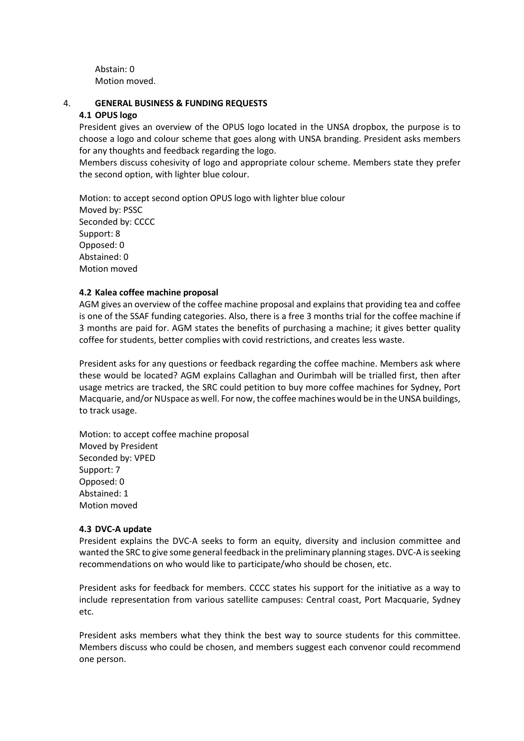Abstain: 0
Motion moved.

## 4. GENERAL BUSINESS & FUNDING REQUESTS

### 4.1 OPUS logo

President gives an overview of the OPUS logo located in the UNSA dropbox, the purpose is to choose a logo and colour scheme that goes along with UNSA branding. President asks members for any thoughts and feedback regarding the logo.
Members discuss cohesivity of logo and appropriate colour scheme. Members state they prefer the second option, with lighter blue colour.

Motion: to accept second option OPUS logo with lighter blue colour
Moved by: PSSC
Seconded by: CCCC
Support: 8
Opposed: 0
Abstained: 0
Motion moved

### 4.2 Kalea coffee machine proposal

AGM gives an overview of the coffee machine proposal and explains that providing tea and coffee is one of the SSAF funding categories. Also, there is a free 3 months trial for the coffee machine if 3 months are paid for. AGM states the benefits of purchasing a machine; it gives better quality coffee for students, better complies with covid restrictions, and creates less waste.

President asks for any questions or feedback regarding the coffee machine. Members ask where these would be located? AGM explains Callaghan and Ourimbah will be trialled first, then after usage metrics are tracked, the SRC could petition to buy more coffee machines for Sydney, Port Macquarie, and/or NUspace as well. For now, the coffee machines would be in the UNSA buildings, to track usage.

Motion: to accept coffee machine proposal
Moved by President
Seconded by: VPED
Support: 7
Opposed: 0
Abstained: 1
Motion moved

### 4.3 DVC-A update

President explains the DVC-A seeks to form an equity, diversity and inclusion committee and wanted the SRC to give some general feedback in the preliminary planning stages. DVC-A is seeking recommendations on who would like to participate/who should be chosen, etc.

President asks for feedback for members. CCCC states his support for the initiative as a way to include representation from various satellite campuses: Central coast, Port Macquarie, Sydney etc.

President asks members what they think the best way to source students for this committee. Members discuss who could be chosen, and members suggest each convenor could recommend one person.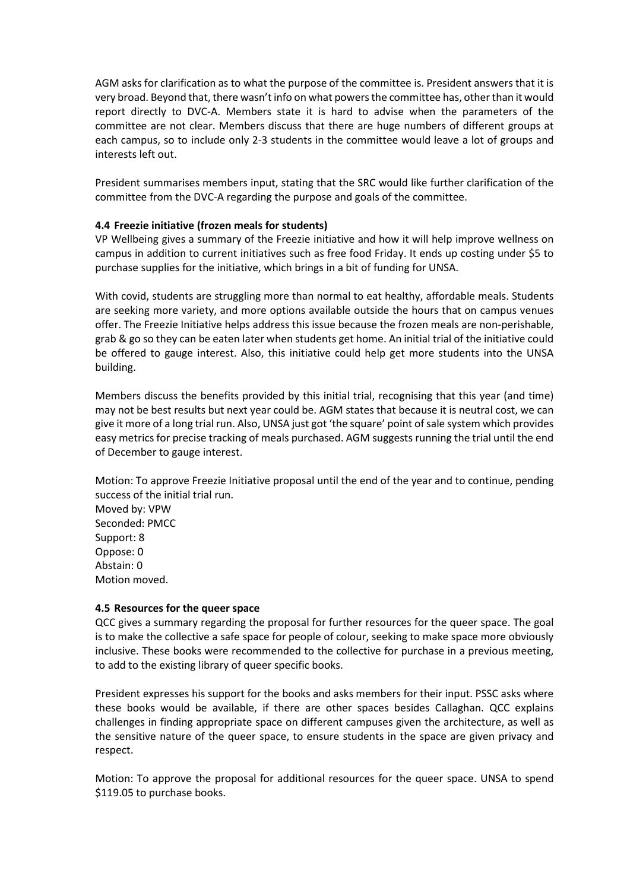AGM asks for clarification as to what the purpose of the committee is. President answers that it is very broad. Beyond that, there wasn't info on what powers the committee has, other than it would report directly to DVC-A. Members state it is hard to advise when the parameters of the committee are not clear. Members discuss that there are huge numbers of different groups at each campus, so to include only 2-3 students in the committee would leave a lot of groups and interests left out.

President summarises members input, stating that the SRC would like further clarification of the committee from the DVC-A regarding the purpose and goals of the committee.

### 4.4 Freezie initiative (frozen meals for students)

VP Wellbeing gives a summary of the Freezie initiative and how it will help improve wellness on campus in addition to current initiatives such as free food Friday. It ends up costing under $5 to purchase supplies for the initiative, which brings in a bit of funding for UNSA.

With covid, students are struggling more than normal to eat healthy, affordable meals. Students are seeking more variety, and more options available outside the hours that on campus venues offer. The Freezie Initiative helps address this issue because the frozen meals are non-perishable, grab & go so they can be eaten later when students get home. An initial trial of the initiative could be offered to gauge interest. Also, this initiative could help get more students into the UNSA building.

Members discuss the benefits provided by this initial trial, recognising that this year (and time) may not be best results but next year could be. AGM states that because it is neutral cost, we can give it more of a long trial run. Also, UNSA just got 'the square' point of sale system which provides easy metrics for precise tracking of meals purchased. AGM suggests running the trial until the end of December to gauge interest.

Motion: To approve Freezie Initiative proposal until the end of the year and to continue, pending success of the initial trial run.
Moved by: VPW
Seconded: PMCC
Support: 8
Oppose: 0
Abstain: 0
Motion moved.

### 4.5 Resources for the queer space

QCC gives a summary regarding the proposal for further resources for the queer space. The goal is to make the collective a safe space for people of colour, seeking to make space more obviously inclusive. These books were recommended to the collective for purchase in a previous meeting, to add to the existing library of queer specific books.

President expresses his support for the books and asks members for their input. PSSC asks where these books would be available, if there are other spaces besides Callaghan. QCC explains challenges in finding appropriate space on different campuses given the architecture, as well as the sensitive nature of the queer space, to ensure students in the space are given privacy and respect.

Motion: To approve the proposal for additional resources for the queer space. UNSA to spend $119.05 to purchase books.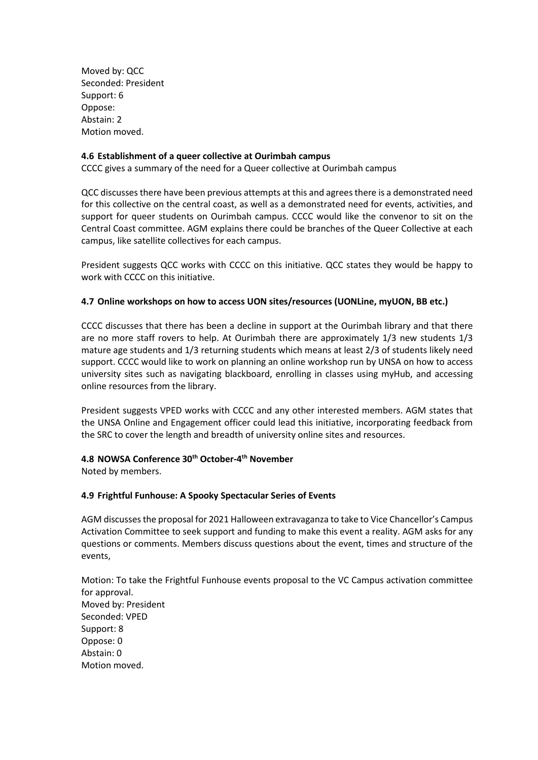Moved by: QCC
Seconded: President
Support: 6
Oppose:
Abstain: 2
Motion moved.

### 4.6 Establishment of a queer collective at Ourimbah campus

CCCC gives a summary of the need for a Queer collective at Ourimbah campus

QCC discusses there have been previous attempts at this and agrees there is a demonstrated need for this collective on the central coast, as well as a demonstrated need for events, activities, and support for queer students on Ourimbah campus. CCCC would like the convenor to sit on the Central Coast committee. AGM explains there could be branches of the Queer Collective at each campus, like satellite collectives for each campus.

President suggests QCC works with CCCC on this initiative. QCC states they would be happy to work with CCCC on this initiative.

### 4.7 Online workshops on how to access UON sites/resources (UONLine, myUON, BB etc.)

CCCC discusses that there has been a decline in support at the Ourimbah library and that there are no more staff rovers to help. At Ourimbah there are approximately 1/3 new students 1/3 mature age students and 1/3 returning students which means at least 2/3 of students likely need support. CCCC would like to work on planning an online workshop run by UNSA on how to access university sites such as navigating blackboard, enrolling in classes using myHub, and accessing online resources from the library.

President suggests VPED works with CCCC and any other interested members. AGM states that the UNSA Online and Engagement officer could lead this initiative, incorporating feedback from the SRC to cover the length and breadth of university online sites and resources.

### 4.8 NOWSA Conference 30th October-4th November

Noted by members.

### 4.9 Frightful Funhouse: A Spooky Spectacular Series of Events

AGM discusses the proposal for 2021 Halloween extravaganza to take to Vice Chancellor's Campus Activation Committee to seek support and funding to make this event a reality. AGM asks for any questions or comments. Members discuss questions about the event, times and structure of the events,

Motion: To take the Frightful Funhouse events proposal to the VC Campus activation committee for approval.
Moved by: President
Seconded: VPED
Support: 8
Oppose: 0
Abstain: 0
Motion moved.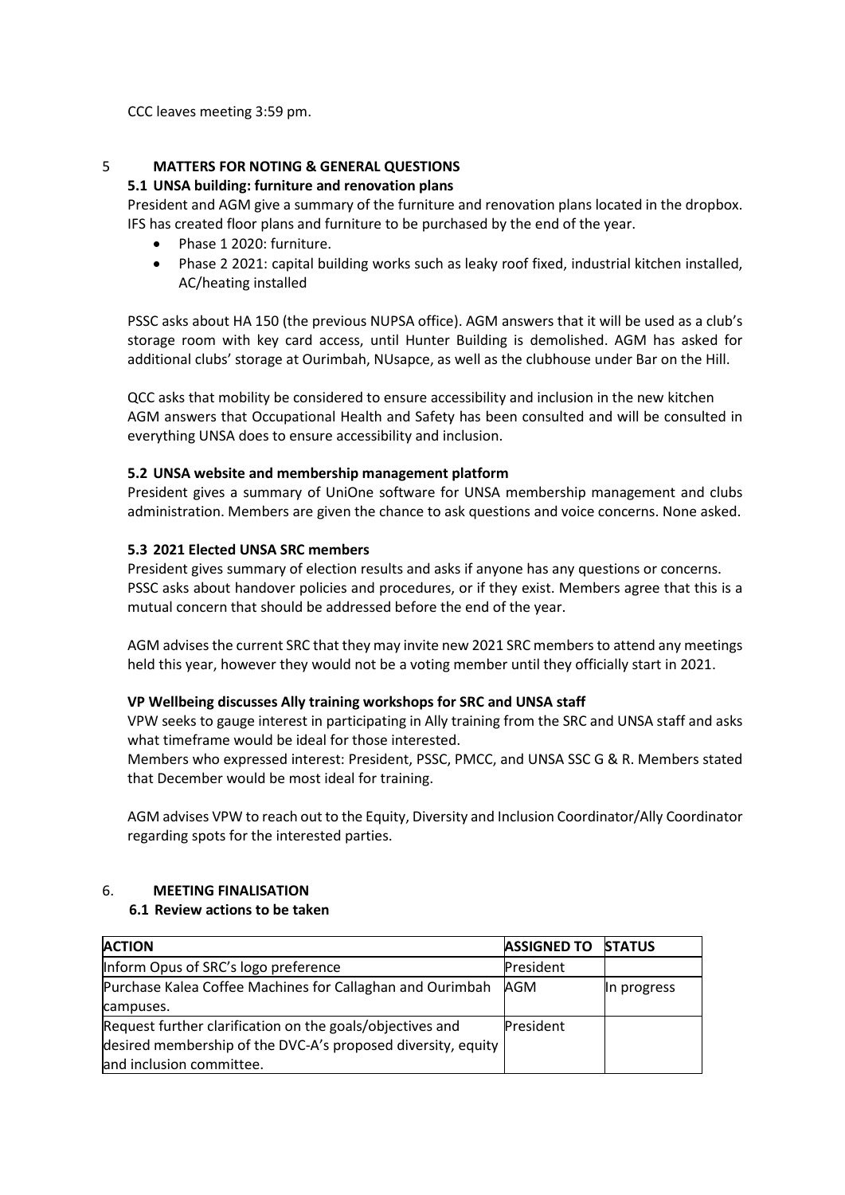CCC leaves meeting 3:59 pm.

## 5 MATTERS FOR NOTING & GENERAL QUESTIONS

### 5.1 UNSA building: furniture and renovation plans

President and AGM give a summary of the furniture and renovation plans located in the dropbox. IFS has created floor plans and furniture to be purchased by the end of the year.

- Phase 1 2020: furniture.
- Phase 2 2021: capital building works such as leaky roof fixed, industrial kitchen installed, AC/heating installed

PSSC asks about HA 150 (the previous NUPSA office). AGM answers that it will be used as a club's storage room with key card access, until Hunter Building is demolished. AGM has asked for additional clubs' storage at Ourimbah, NUsapce, as well as the clubhouse under Bar on the Hill.

QCC asks that mobility be considered to ensure accessibility and inclusion in the new kitchen AGM answers that Occupational Health and Safety has been consulted and will be consulted in everything UNSA does to ensure accessibility and inclusion.

### 5.2 UNSA website and membership management platform

President gives a summary of UniOne software for UNSA membership management and clubs administration. Members are given the chance to ask questions and voice concerns. None asked.

### 5.3 2021 Elected UNSA SRC members

President gives summary of election results and asks if anyone has any questions or concerns. PSSC asks about handover policies and procedures, or if they exist. Members agree that this is a mutual concern that should be addressed before the end of the year.

AGM advises the current SRC that they may invite new 2021 SRC members to attend any meetings held this year, however they would not be a voting member until they officially start in 2021.

### VP Wellbeing discusses Ally training workshops for SRC and UNSA staff

VPW seeks to gauge interest in participating in Ally training from the SRC and UNSA staff and asks what timeframe would be ideal for those interested.

Members who expressed interest: President, PSSC, PMCC, and UNSA SSC G & R. Members stated that December would be most ideal for training.

AGM advises VPW to reach out to the Equity, Diversity and Inclusion Coordinator/Ally Coordinator regarding spots for the interested parties.

## 6. MEETING FINALISATION

### 6.1 Review actions to be taken

| ACTION | ASSIGNED TO | STATUS |
|---|---|---|
| Inform Opus of SRC's logo preference | President | |
| Purchase Kalea Coffee Machines for Callaghan and Ourimbah campuses. | AGM | In progress |
| Request further clarification on the goals/objectives and desired membership of the DVC-A's proposed diversity, equity and inclusion committee. | President | |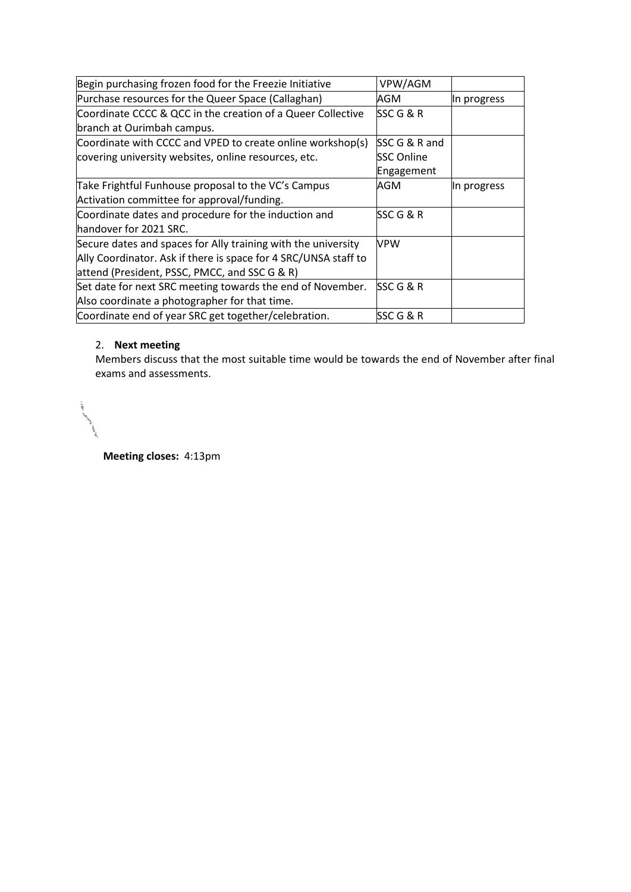| | | |
|---|---|---|
| Begin purchasing frozen food for the Freezie Initiative | VPW/AGM | |
| Purchase resources for the Queer Space (Callaghan) | AGM | In progress |
| Coordinate CCCC & QCC in the creation of a Queer Collective branch at Ourimbah campus. | SSC G & R | |
| Coordinate with CCCC and VPED to create online workshop(s) covering university websites, online resources, etc. | SSC G & R and SSC Online Engagement | |
| Take Frightful Funhouse proposal to the VC's Campus Activation committee for approval/funding. | AGM | In progress |
| Coordinate dates and procedure for the induction and handover for 2021 SRC. | SSC G & R | |
| Secure dates and spaces for Ally training with the university Ally Coordinator. Ask if there is space for 4 SRC/UNSA staff to attend (President, PSSC, PMCC, and SSC G & R) | VPW | |
| Set date for next SRC meeting towards the end of November. Also coordinate a photographer for that time. | SSC G & R | |
| Coordinate end of year SRC get together/celebration. | SSC G & R | |

2. **Next meeting**

Members discuss that the most suitable time would be towards the end of November after final exams and assessments.

**Meeting closes:** 4:13pm